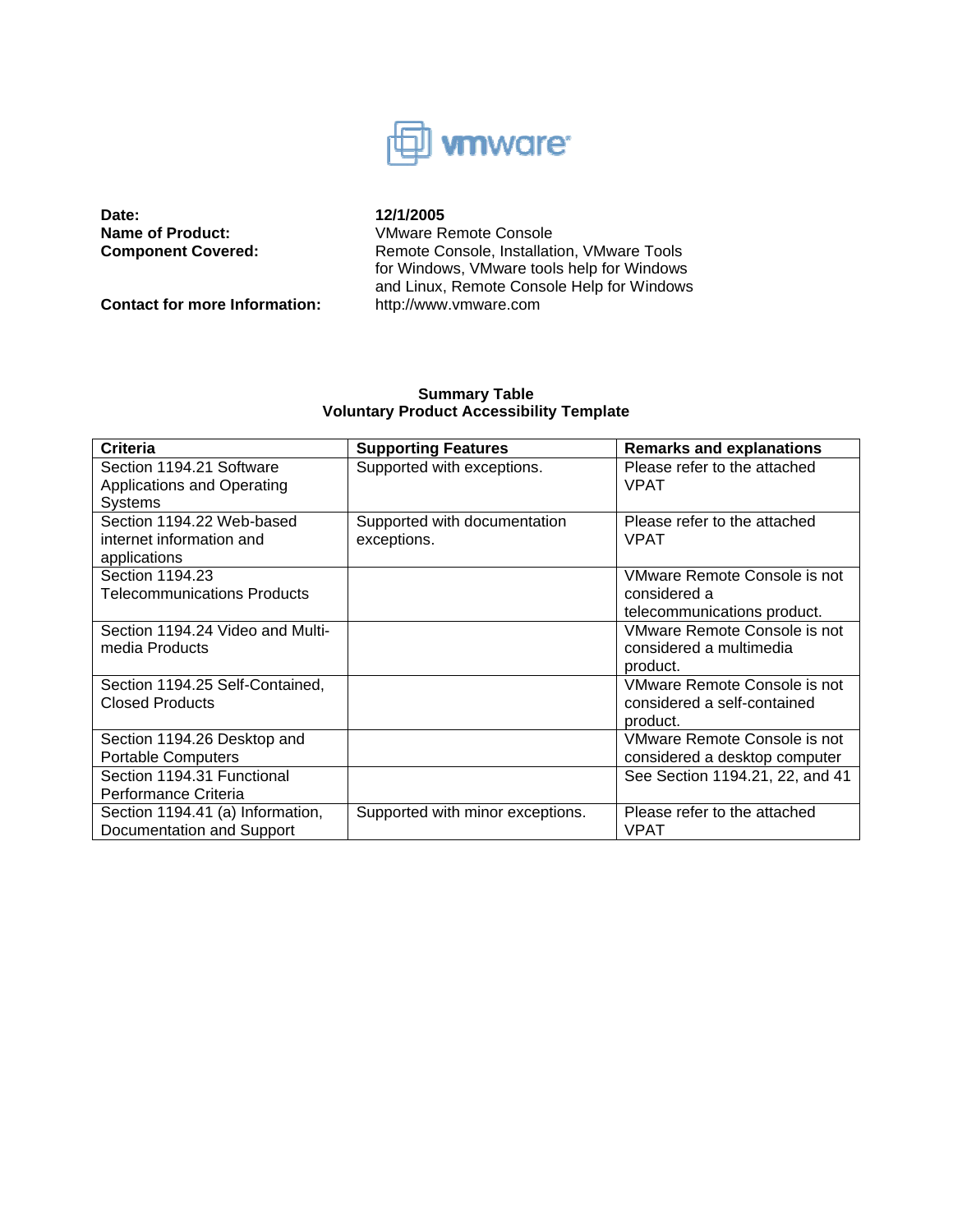**Date:** **12/1/2005**
**Name of Product:** VMware Remote Console
**Component Covered:** Remote Console, Installation, VMware Tools for Windows, VMware tools help for Windows and Linux, Remote Console Help for Windows
**Contact for more Information:** http://www.vmware.com

**Summary Table**
**Voluntary Product Accessibility Template**

| Criteria | Supporting Features | Remarks and explanations |
|---|---|---|
| Section 1194.21 Software Applications and Operating Systems | Supported with exceptions. | Please refer to the attached VPAT |
| Section 1194.22 Web-based internet information and applications | Supported with documentation exceptions. | Please refer to the attached VPAT |
| Section 1194.23 Telecommunications Products | | VMware Remote Console is not considered a telecommunications product. |
| Section 1194.24 Video and Multi-media Products | | VMware Remote Console is not considered a multimedia product. |
| Section 1194.25 Self-Contained, Closed Products | | VMware Remote Console is not considered a self-contained product. |
| Section 1194.26 Desktop and Portable Computers | | VMware Remote Console is not considered a desktop computer |
| Section 1194.31 Functional Performance Criteria | | See Section 1194.21, 22, and 41 |
| Section 1194.41 (a) Information, Documentation and Support | Supported with minor exceptions. | Please refer to the attached VPAT |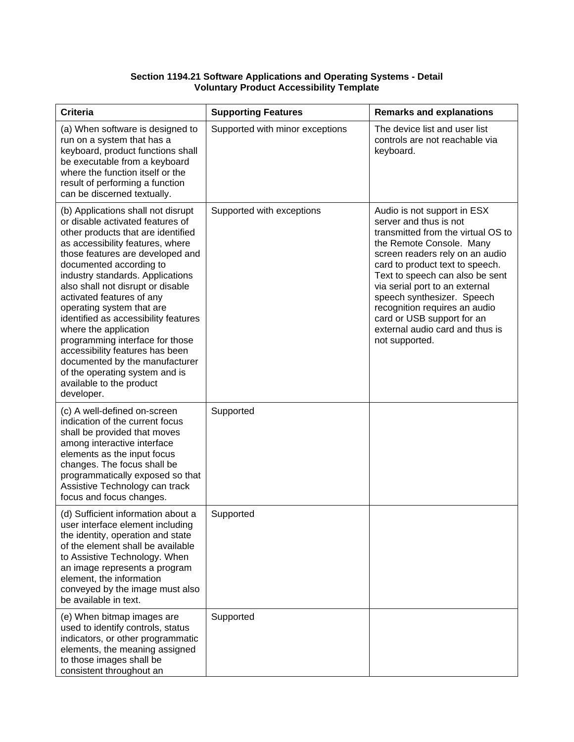**Section 1194.21 Software Applications and Operating Systems - Detail**
**Voluntary Product Accessibility Template**

| Criteria | Supporting Features | Remarks and explanations |
|---|---|---|
| (a) When software is designed to run on a system that has a keyboard, product functions shall be executable from a keyboard where the function itself or the result of performing a function can be discerned textually. | Supported with minor exceptions | The device list and user list controls are not reachable via keyboard. |
| (b) Applications shall not disrupt or disable activated features of other products that are identified as accessibility features, where those features are developed and documented according to industry standards. Applications also shall not disrupt or disable activated features of any operating system that are identified as accessibility features where the application programming interface for those accessibility features has been documented by the manufacturer of the operating system and is available to the product developer. | Supported with exceptions | Audio is not support in ESX server and thus is not transmitted from the virtual OS to the Remote Console. Many screen readers rely on an audio card to product text to speech. Text to speech can also be sent via serial port to an external speech synthesizer. Speech recognition requires an audio card or USB support for an external audio card and thus is not supported. |
| (c) A well-defined on-screen indication of the current focus shall be provided that moves among interactive interface elements as the input focus changes. The focus shall be programmatically exposed so that Assistive Technology can track focus and focus changes. | Supported | |
| (d) Sufficient information about a user interface element including the identity, operation and state of the element shall be available to Assistive Technology. When an image represents a program element, the information conveyed by the image must also be available in text. | Supported | |
| (e) When bitmap images are used to identify controls, status indicators, or other programmatic elements, the meaning assigned to those images shall be consistent throughout an | Supported | |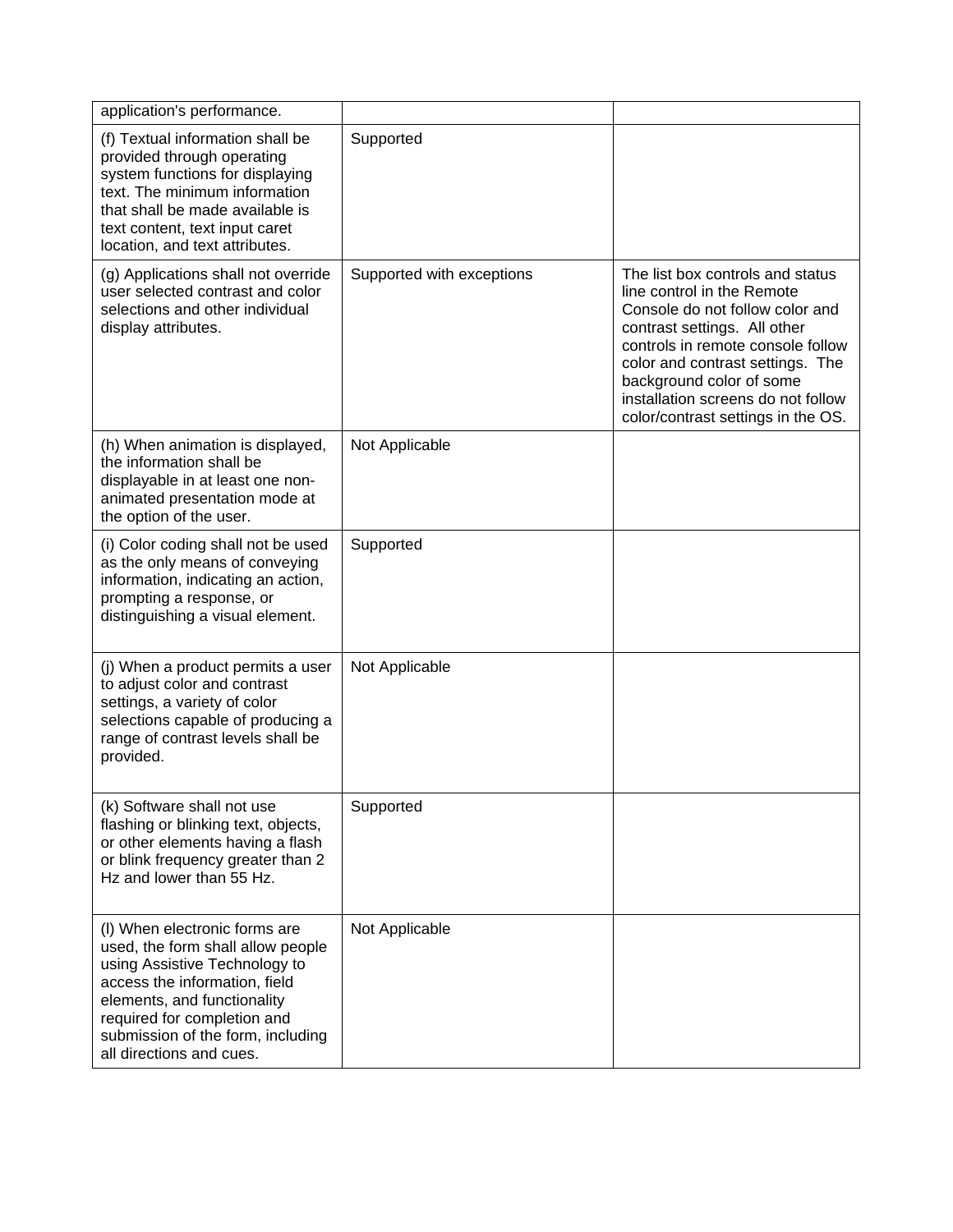| | | |
|---|---|---|
| application's performance. | | |
| (f) Textual information shall be provided through operating system functions for displaying text. The minimum information that shall be made available is text content, text input caret location, and text attributes. | Supported | |
| (g) Applications shall not override user selected contrast and color selections and other individual display attributes. | Supported with exceptions | The list box controls and status line control in the Remote Console do not follow color and contrast settings. All other controls in remote console follow color and contrast settings. The background color of some installation screens do not follow color/contrast settings in the OS. |
| (h) When animation is displayed, the information shall be displayable in at least one non-animated presentation mode at the option of the user. | Not Applicable | |
| (i) Color coding shall not be used as the only means of conveying information, indicating an action, prompting a response, or distinguishing a visual element. | Supported | |
| (j) When a product permits a user to adjust color and contrast settings, a variety of color selections capable of producing a range of contrast levels shall be provided. | Not Applicable | |
| (k) Software shall not use flashing or blinking text, objects, or other elements having a flash or blink frequency greater than 2 Hz and lower than 55 Hz. | Supported | |
| (l) When electronic forms are used, the form shall allow people using Assistive Technology to access the information, field elements, and functionality required for completion and submission of the form, including all directions and cues. | Not Applicable | |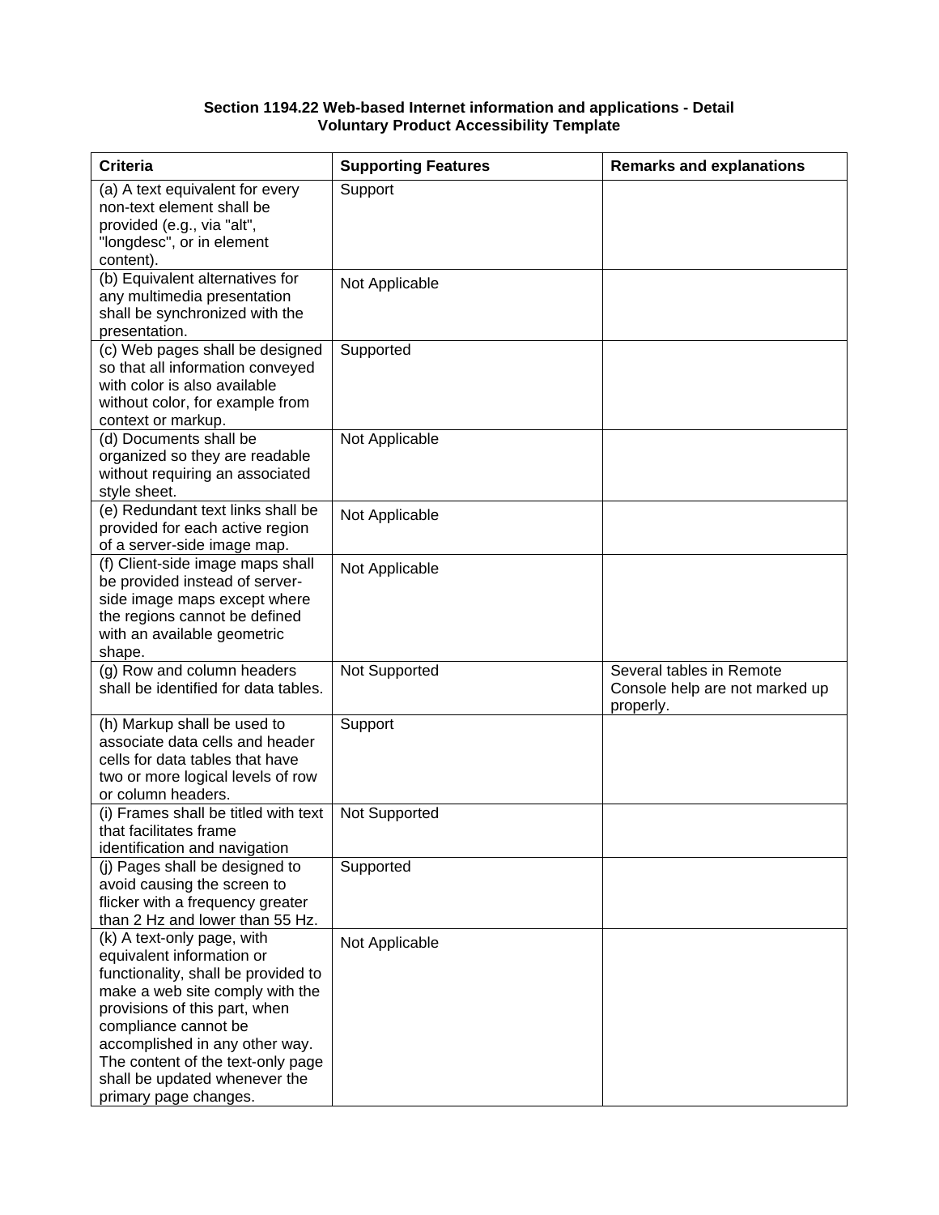**Section 1194.22 Web-based Internet information and applications - Detail**
**Voluntary Product Accessibility Template**

| Criteria | Supporting Features | Remarks and explanations |
|---|---|---|
| (a) A text equivalent for every non-text element shall be provided (e.g., via "alt", "longdesc", or in element content). | Support | |
| (b) Equivalent alternatives for any multimedia presentation shall be synchronized with the presentation. | Not Applicable | |
| (c) Web pages shall be designed so that all information conveyed with color is also available without color, for example from context or markup. | Supported | |
| (d) Documents shall be organized so they are readable without requiring an associated style sheet. | Not Applicable | |
| (e) Redundant text links shall be provided for each active region of a server-side image map. | Not Applicable | |
| (f) Client-side image maps shall be provided instead of server-side image maps except where the regions cannot be defined with an available geometric shape. | Not Applicable | |
| (g) Row and column headers shall be identified for data tables. | Not Supported | Several tables in Remote Console help are not marked up properly. |
| (h) Markup shall be used to associate data cells and header cells for data tables that have two or more logical levels of row or column headers. | Support | |
| (i) Frames shall be titled with text that facilitates frame identification and navigation | Not Supported | |
| (j) Pages shall be designed to avoid causing the screen to flicker with a frequency greater than 2 Hz and lower than 55 Hz. | Supported | |
| (k) A text-only page, with equivalent information or functionality, shall be provided to make a web site comply with the provisions of this part, when compliance cannot be accomplished in any other way. The content of the text-only page shall be updated whenever the primary page changes. | Not Applicable | |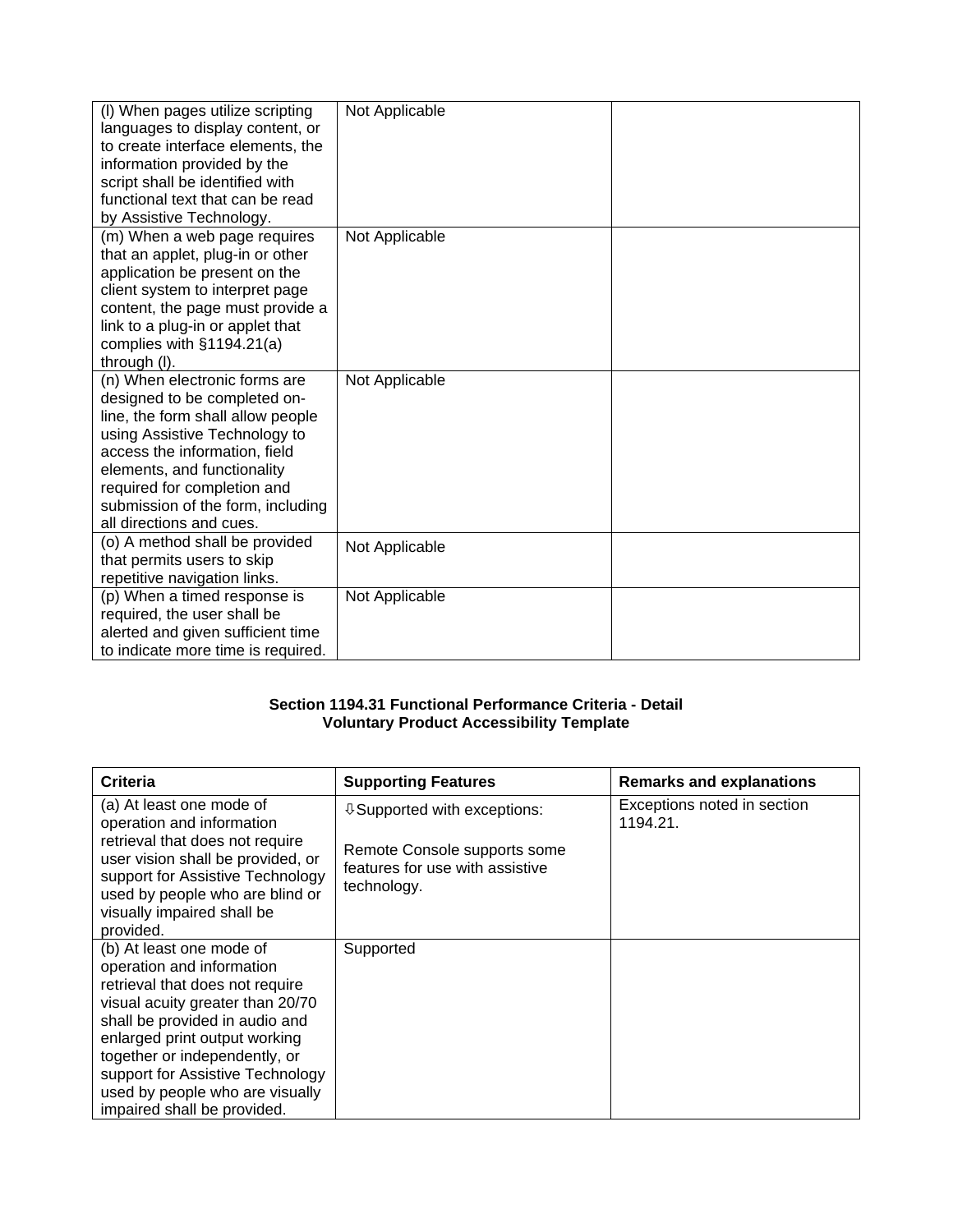| | | |
|---|---|---|
| (l) When pages utilize scripting languages to display content, or to create interface elements, the information provided by the script shall be identified with functional text that can be read by Assistive Technology. | Not Applicable | |
| (m) When a web page requires that an applet, plug-in or other application be present on the client system to interpret page content, the page must provide a link to a plug-in or applet that complies with §1194.21(a) through (l). | Not Applicable | |
| (n) When electronic forms are designed to be completed on-line, the form shall allow people using Assistive Technology to access the information, field elements, and functionality required for completion and submission of the form, including all directions and cues. | Not Applicable | |
| (o) A method shall be provided that permits users to skip repetitive navigation links. | Not Applicable | |
| (p) When a timed response is required, the user shall be alerted and given sufficient time to indicate more time is required. | Not Applicable | |

**Section 1194.31 Functional Performance Criteria - Detail**
**Voluntary Product Accessibility Template**

| Criteria | Supporting Features | Remarks and explanations |
|---|---|---|
| (a) At least one mode of operation and information retrieval that does not require user vision shall be provided, or support for Assistive Technology used by people who are blind or visually impaired shall be provided. | ⇩Supported with exceptions:<br><br>Remote Console supports some features for use with assistive technology. | Exceptions noted in section 1194.21. |
| (b) At least one mode of operation and information retrieval that does not require visual acuity greater than 20/70 shall be provided in audio and enlarged print output working together or independently, or support for Assistive Technology used by people who are visually impaired shall be provided. | Supported | |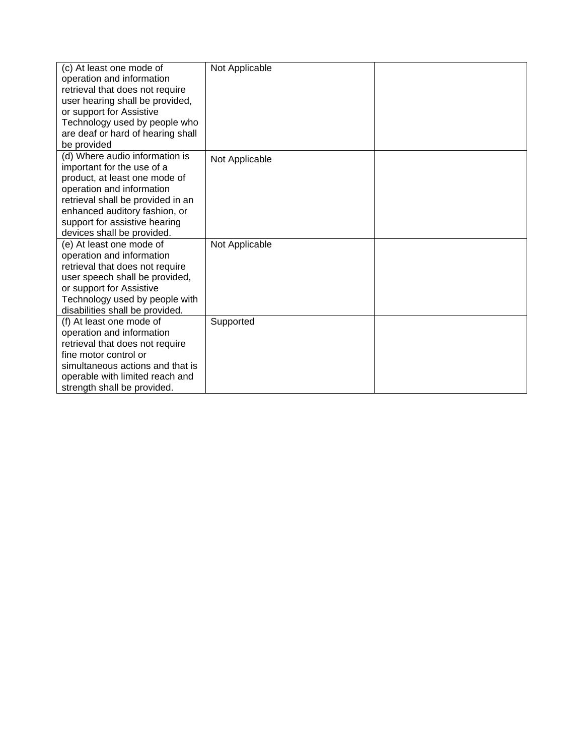| | | |
|---|---|---|
| (c) At least one mode of operation and information retrieval that does not require user hearing shall be provided, or support for Assistive Technology used by people who are deaf or hard of hearing shall be provided | Not Applicable | |
| (d) Where audio information is important for the use of a product, at least one mode of operation and information retrieval shall be provided in an enhanced auditory fashion, or support for assistive hearing devices shall be provided. | Not Applicable | |
| (e) At least one mode of operation and information retrieval that does not require user speech shall be provided, or support for Assistive Technology used by people with disabilities shall be provided. | Not Applicable | |
| (f) At least one mode of operation and information retrieval that does not require fine motor control or simultaneous actions and that is operable with limited reach and strength shall be provided. | Supported | |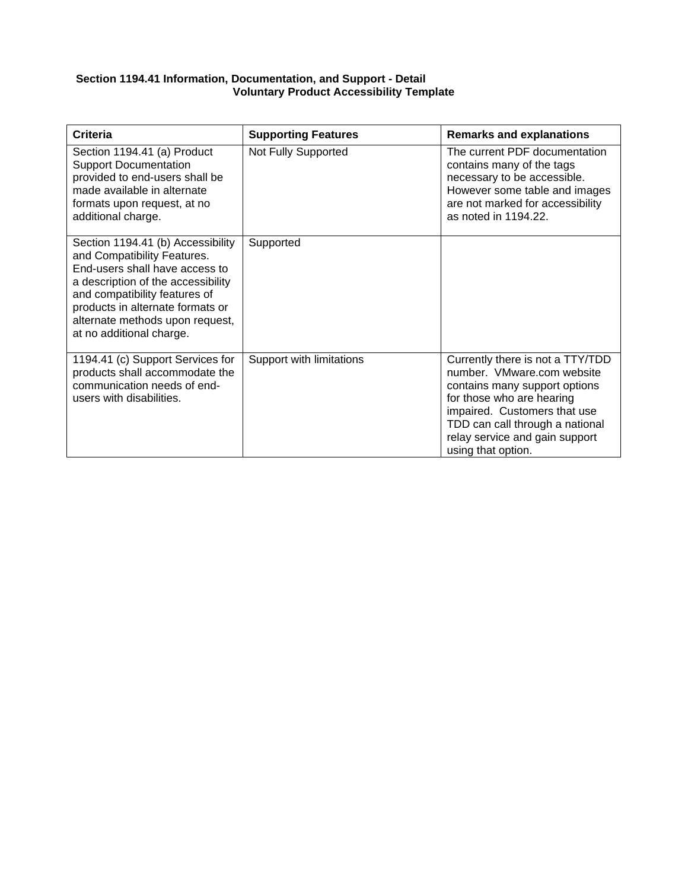**Section 1194.41 Information, Documentation, and Support - Detail**
**Voluntary Product Accessibility Template**

| Criteria | Supporting Features | Remarks and explanations |
| --- | --- | --- |
| Section 1194.41 (a) Product Support Documentation provided to end-users shall be made available in alternate formats upon request, at no additional charge. | Not Fully Supported | The current PDF documentation contains many of the tags necessary to be accessible. However some table and images are not marked for accessibility as noted in 1194.22. |
| Section 1194.41 (b) Accessibility and Compatibility Features. End-users shall have access to a description of the accessibility and compatibility features of products in alternate formats or alternate methods upon request, at no additional charge. | Supported | |
| 1194.41 (c) Support Services for products shall accommodate the communication needs of end-users with disabilities. | Support with limitations | Currently there is not a TTY/TDD number. VMware.com website contains many support options for those who are hearing impaired. Customers that use TDD can call through a national relay service and gain support using that option. |